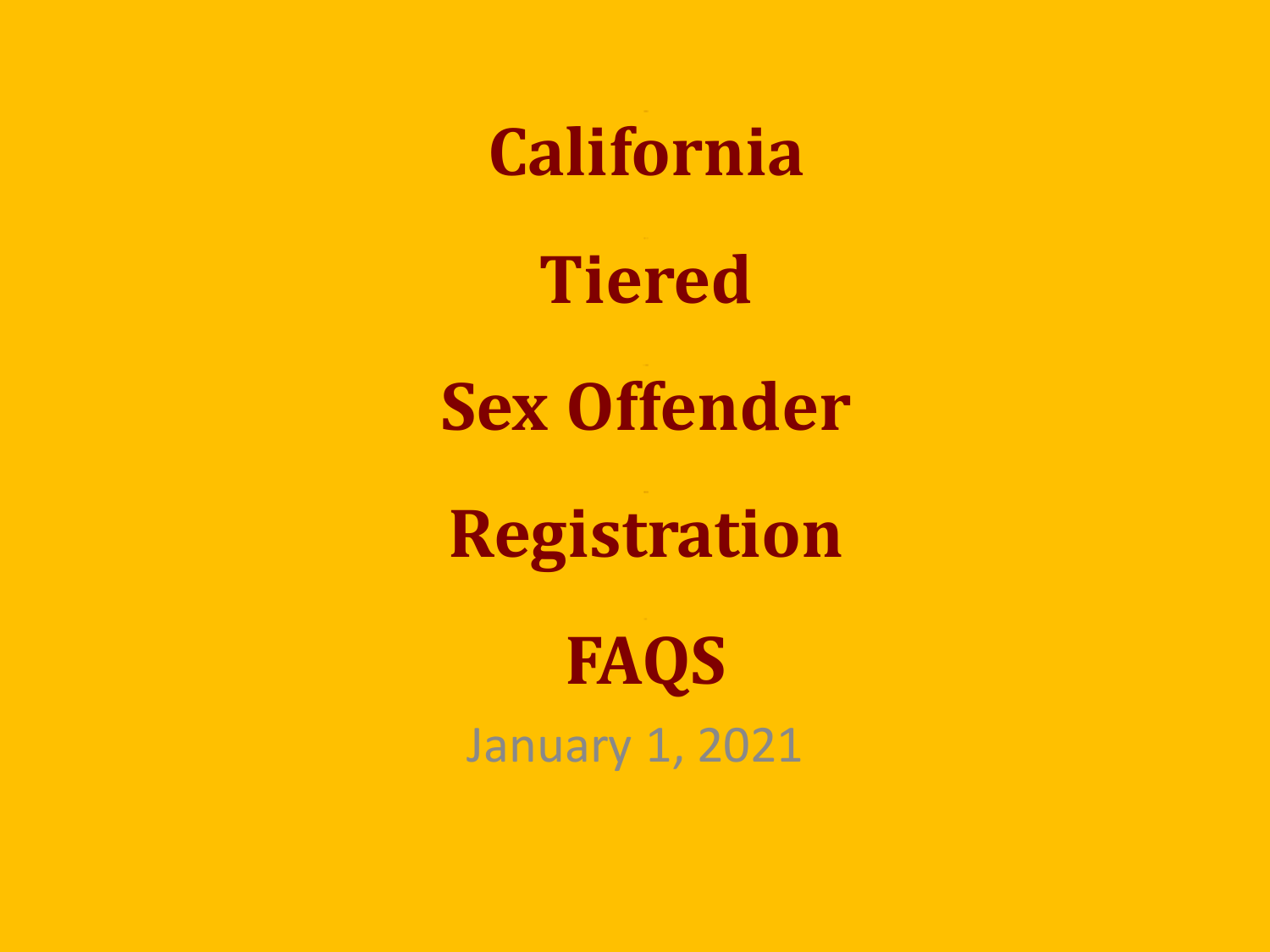# California Tiered Sex Offender Registration FAQS

January 1, 2021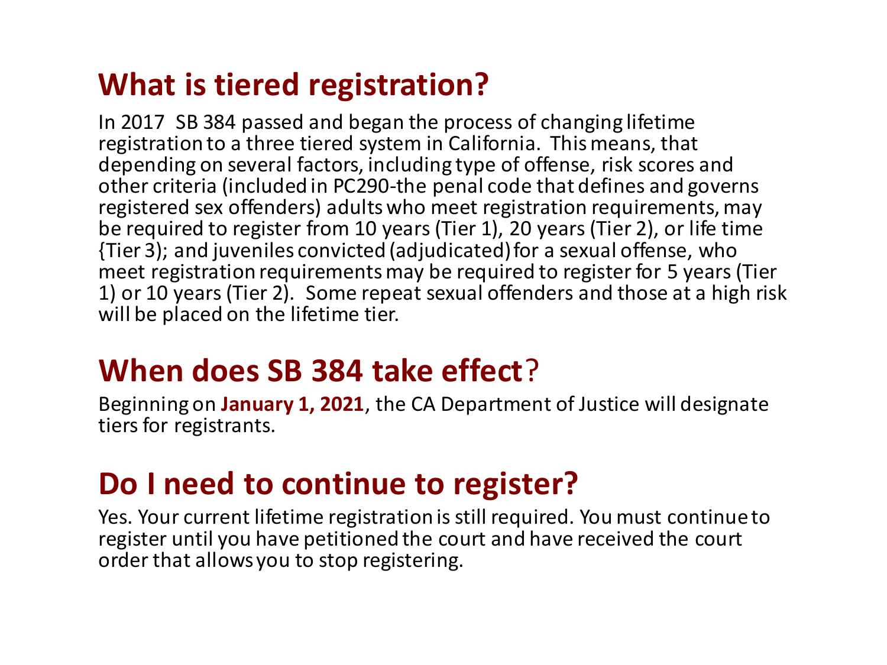## What is tiered registration?

In 2017 SB 384 passed and began the process of changing lifetime registration to a three tiered system in California. This means, that depending on several factors, including type of offense, risk scores and other criteria (included in PC290-the penal code that defines and governs registered sex offenders) adults who meet registration requirements, may be required to register from 10 years (Tier 1), 20 years (Tier 2), or life time {Tier 3); and juveniles convicted (adjudicated) for a sexual offense, who meet registration requirements may be required to register for 5 years (Tier 1) or 10 years (Tier 2). Some repeat sexual offenders and those at a high risk will be placed on the lifetime tier.

## When does SB 384 take effect?

Beginning on **January 1, 2021**, the CA Department of Justice will designate tiers for registrants.

## Do I need to continue to register?

Yes. Your current lifetime registration is still required. You must continue to register until you have petitioned the court and have received the court order that allows you to stop registering.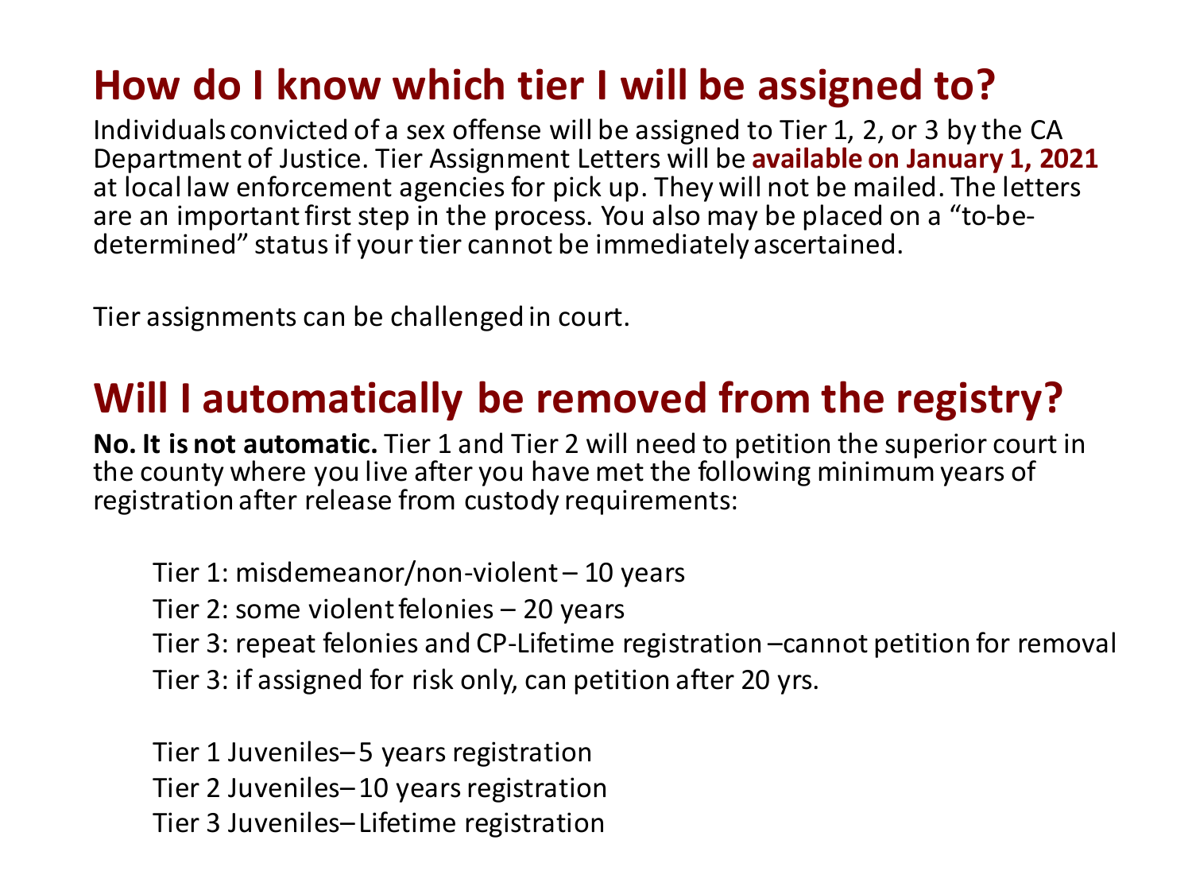## How do I know which tier I will be assigned to?

Individuals convicted of a sex offense will be assigned to Tier 1, 2, or 3 by the CA Department of Justice. Tier Assignment Letters will be **available on January 1, 2021** at local law enforcement agencies for pick up. They will not be mailed. The letters are an important first step in the process. You also may be placed on a "to-be-determined" status if your tier cannot be immediately ascertained.

Tier assignments can be challenged in court.

## Will I automatically be removed from the registry?

**No. It is not automatic.** Tier 1 and Tier 2 will need to petition the superior court in the county where you live after you have met the following minimum years of registration after release from custody requirements:

- Tier 1: misdemeanor/non-violent – 10 years
- Tier 2: some violent felonies – 20 years
- Tier 3: repeat felonies and CP-Lifetime registration – cannot petition for removal
- Tier 3: if assigned for risk only, can petition after 20 yrs.

- Tier 1 Juveniles – 5 years registration
- Tier 2 Juveniles – 10 years registration
- Tier 3 Juveniles – Lifetime registration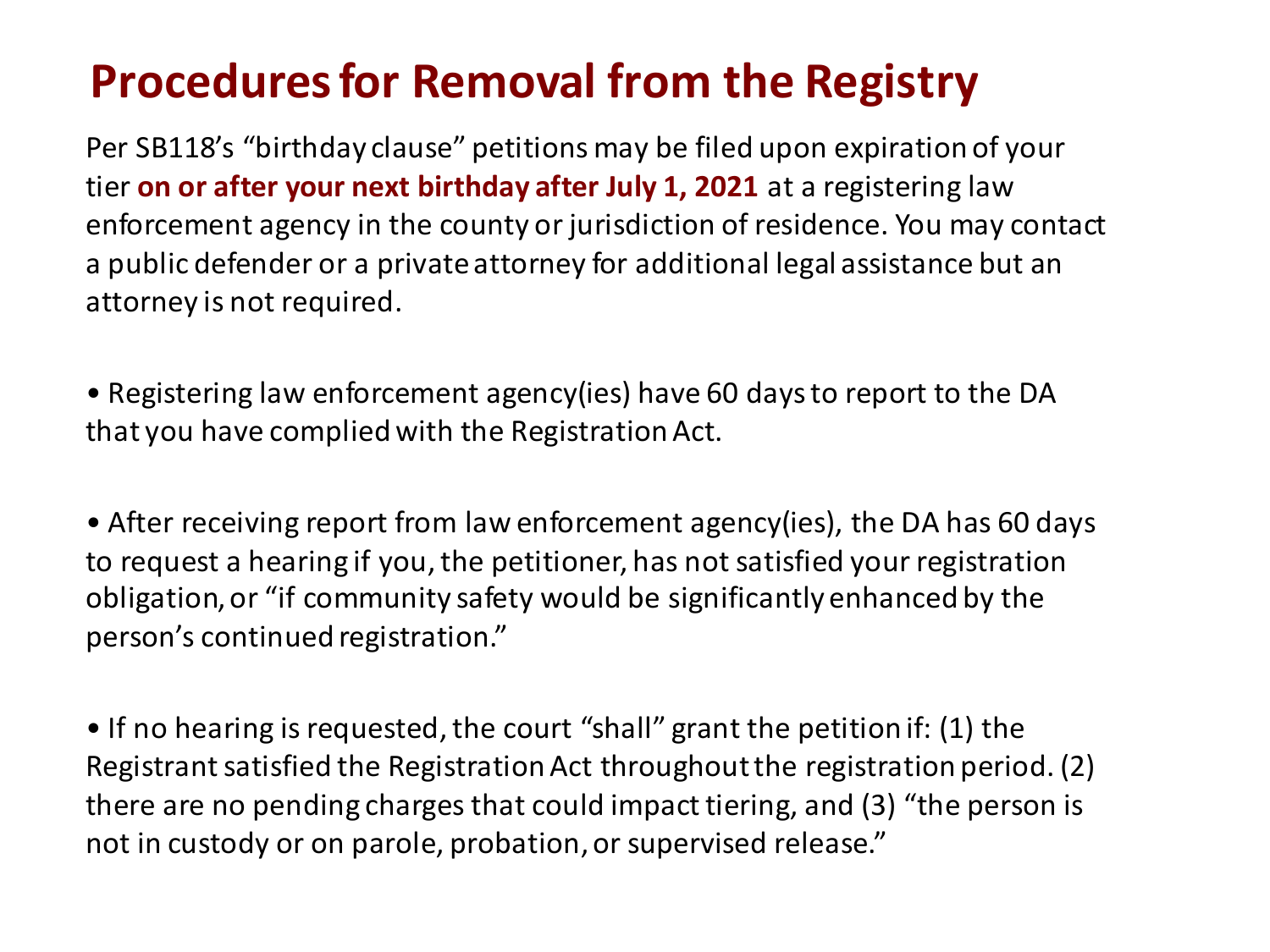# Procedures for Removal from the Registry

Per SB118's "birthday clause" petitions may be filed upon expiration of your tier **on or after your next birthday after July 1, 2021** at a registering law enforcement agency in the county or jurisdiction of residence. You may contact a public defender or a private attorney for additional legal assistance but an attorney is not required.

- Registering law enforcement agency(ies) have 60 days to report to the DA that you have complied with the Registration Act.

- After receiving report from law enforcement agency(ies), the DA has 60 days to request a hearing if you, the petitioner, has not satisfied your registration obligation, or "if community safety would be significantly enhanced by the person's continued registration."

- If no hearing is requested, the court "shall" grant the petition if: (1) the Registrant satisfied the Registration Act throughout the registration period. (2) there are no pending charges that could impact tiering, and (3) "the person is not in custody or on parole, probation, or supervised release."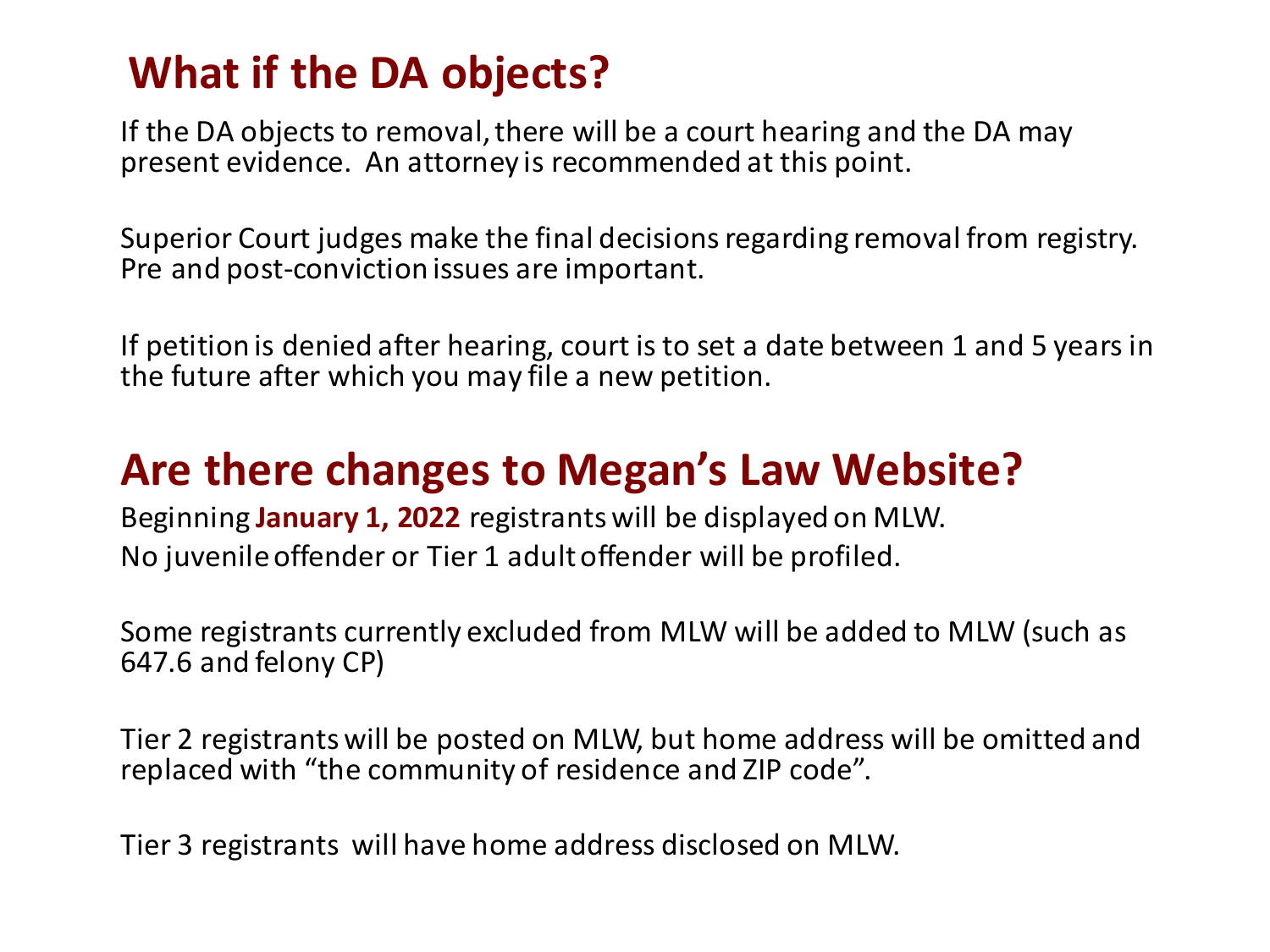## What if the DA objects?

If the DA objects to removal, there will be a court hearing and the DA may present evidence. An attorney is recommended at this point.

Superior Court judges make the final decisions regarding removal from registry. Pre and post-conviction issues are important.

If petition is denied after hearing, court is to set a date between 1 and 5 years in the future after which you may file a new petition.

## Are there changes to Megan's Law Website?

Beginning **January 1, 2022** registrants will be displayed on MLW.
No juvenile offender or Tier 1 adult offender will be profiled.

Some registrants currently excluded from MLW will be added to MLW (such as 647.6 and felony CP)

Tier 2 registrants will be posted on MLW, but home address will be omitted and replaced with "the community of residence and ZIP code".

Tier 3 registrants will have home address disclosed on MLW.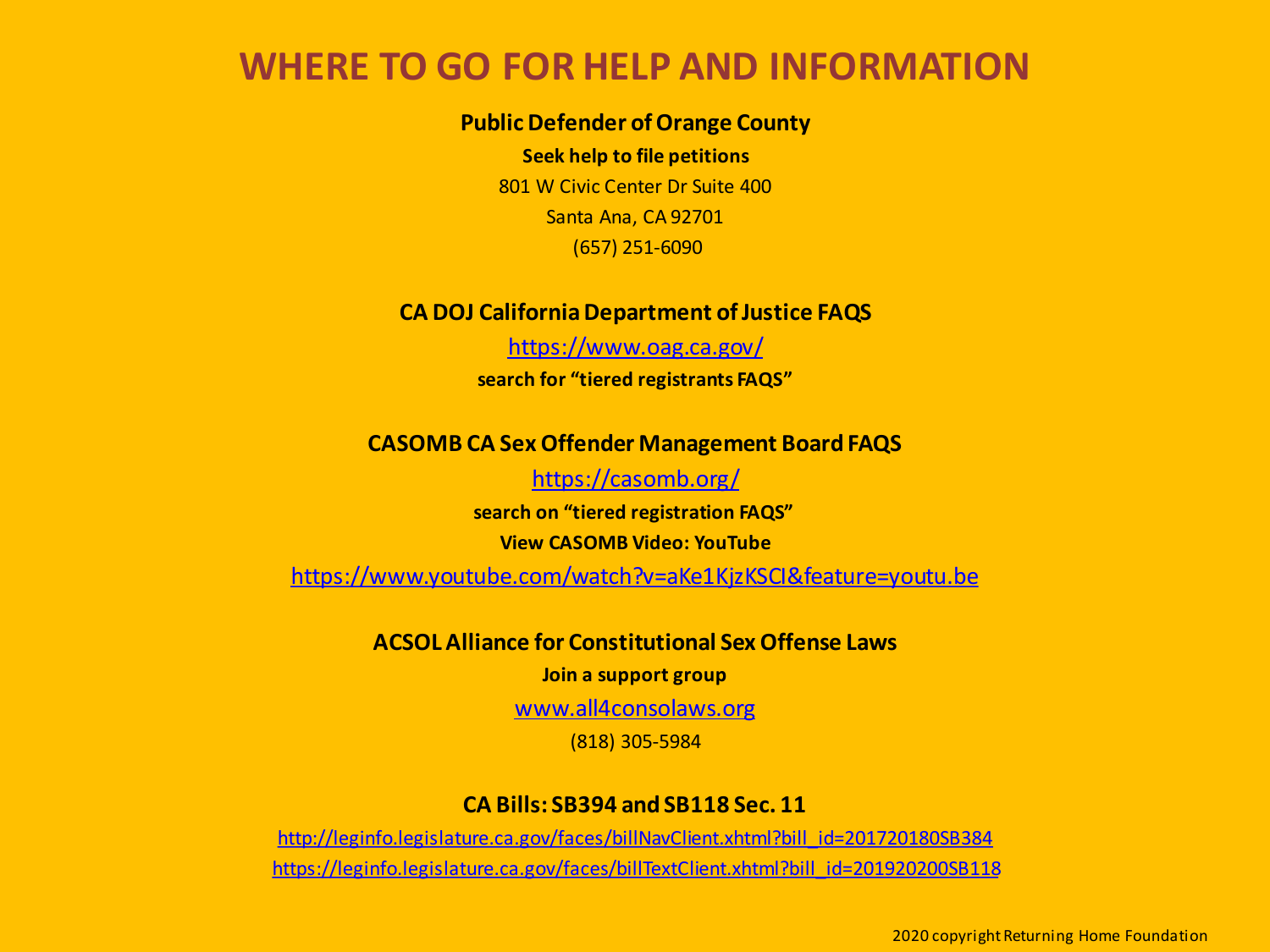# WHERE TO GO FOR HELP AND INFORMATION

**Public Defender of Orange County**

**Seek help to file petitions**

801 W Civic Center Dr Suite 400

Santa Ana, CA 92701

(657) 251-6090

**CA DOJ California Department of Justice FAQS**

https://www.oag.ca.gov/

**search for "tiered registrants FAQS"**

**CASOMB CA Sex Offender Management Board FAQS**

https://casomb.org/

**search on "tiered registration FAQS"**

**View CASOMB Video: YouTube**

https://www.youtube.com/watch?v=aKe1KjzKSCI&feature=youtu.be

**ACSOL Alliance for Constitutional Sex Offense Laws**

**Join a support group**

www.all4consolaws.org

(818) 305-5984

**CA Bills: SB394 and SB118 Sec. 11**

http://leginfo.legislature.ca.gov/faces/billNavClient.xhtml?bill_id=201720180SB384

https://leginfo.legislature.ca.gov/faces/billTextClient.xhtml?bill_id=201920200SB118

2020 copyright Returning Home Foundation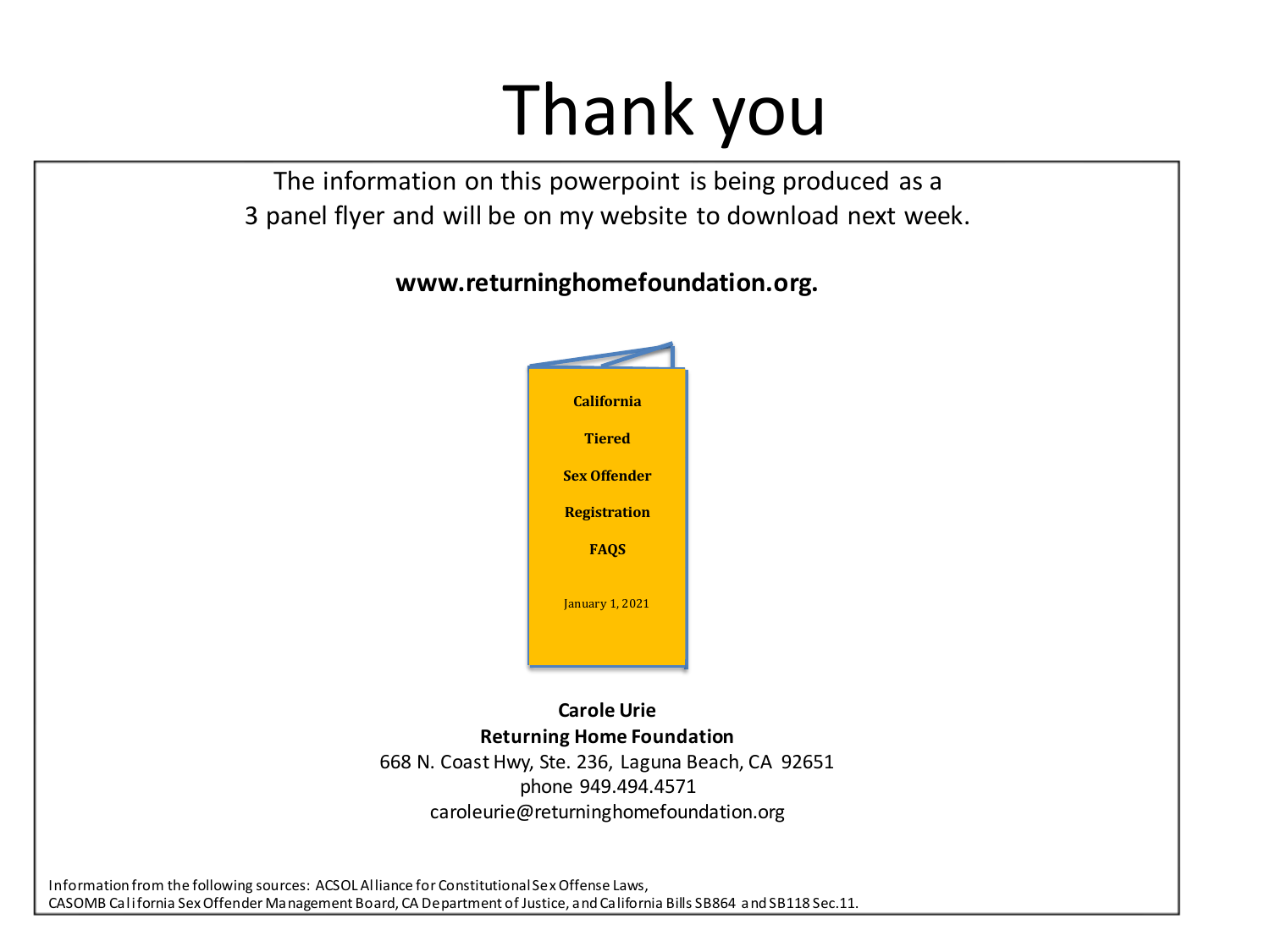# Thank you

The information on this powerpoint is being produced as a
3 panel flyer and will be on my website to download next week.

**www.returninghomefoundation.org.**

**California**

**Tiered**

**Sex Offender**

**Registration**

**FAQS**

January 1, 2021

**Carole Urie**
**Returning Home Foundation**
668 N. Coast Hwy, Ste. 236, Laguna Beach, CA 92651
phone 949.494.4571
caroleurie@returninghomefoundation.org

Information from the following sources: ACSOL Alliance for Constitutional Sex Offense Laws,
CASOMB California Sex Offender Management Board, CA Department of Justice, and California Bills SB864 and SB118 Sec.11.